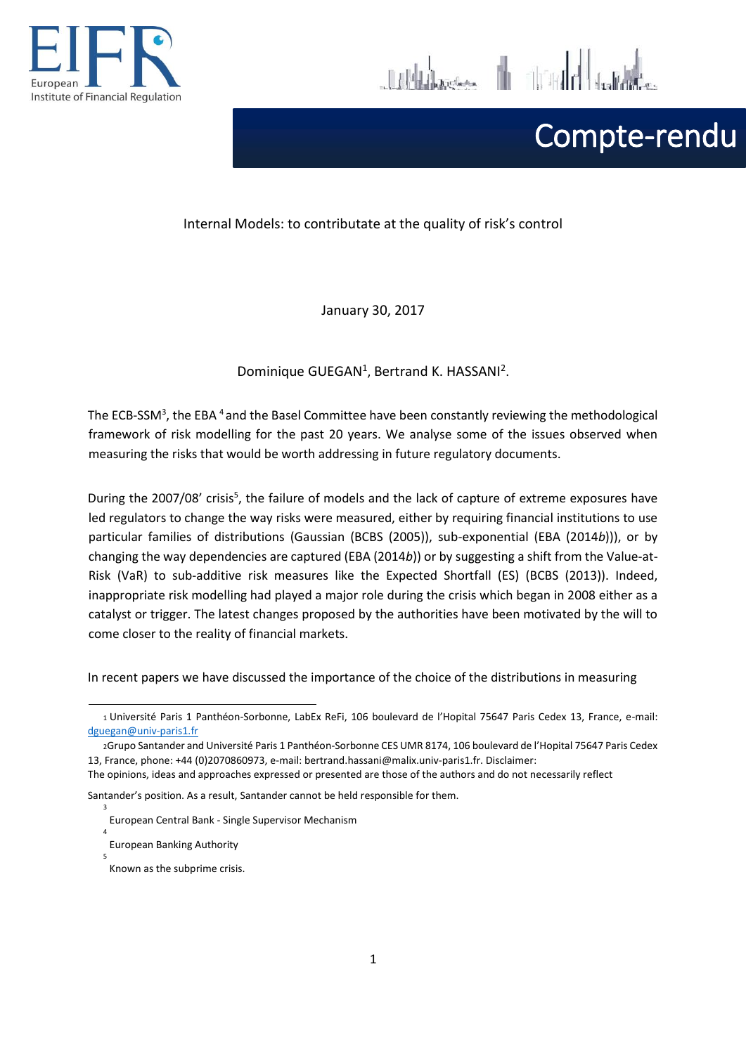Compte-rendu

Internal Models: to contributate at the quality of risk's control

January 30, 2017

Dominique GUEGAN[1], Bertrand K. HASSANI[2].

The ECB-SSM[3], the EBA [4] and the Basel Committee have been constantly reviewing the methodological framework of risk modelling for the past 20 years. We analyse some of the issues observed when measuring the risks that would be worth addressing in future regulatory documents.

During the 2007/08' crisis[5], the failure of models and the lack of capture of extreme exposures have led regulators to change the way risks were measured, either by requiring financial institutions to use particular families of distributions (Gaussian (BCBS (2005)), sub-exponential (EBA (2014*b*))), or by changing the way dependencies are captured (EBA (2014*b*)) or by suggesting a shift from the Value-at-Risk (VaR) to sub-additive risk measures like the Expected Shortfall (ES) (BCBS (2013)). Indeed, inappropriate risk modelling had played a major role during the crisis which began in 2008 either as a catalyst or trigger. The latest changes proposed by the authorities have been motivated by the will to come closer to the reality of financial markets.

In recent papers we have discussed the importance of the choice of the distributions in measuring

---

[1] Université Paris 1 Panthéon-Sorbonne, LabEx ReFi, 106 boulevard de l'Hopital 75647 Paris Cedex 13, France, e-mail: dguegan@univ-paris1.fr

[2] Grupo Santander and Université Paris 1 Panthéon-Sorbonne CES UMR 8174, 106 boulevard de l'Hopital 75647 Paris Cedex 13, France, phone: +44 (0)2070860973, e-mail: bertrand.hassani@malix.univ-paris1.fr. Disclaimer: The opinions, ideas and approaches expressed or presented are those of the authors and do not necessarily reflect Santander's position. As a result, Santander cannot be held responsible for them.

[3] European Central Bank - Single Supervisor Mechanism

[4] European Banking Authority

[5] Known as the subprime crisis.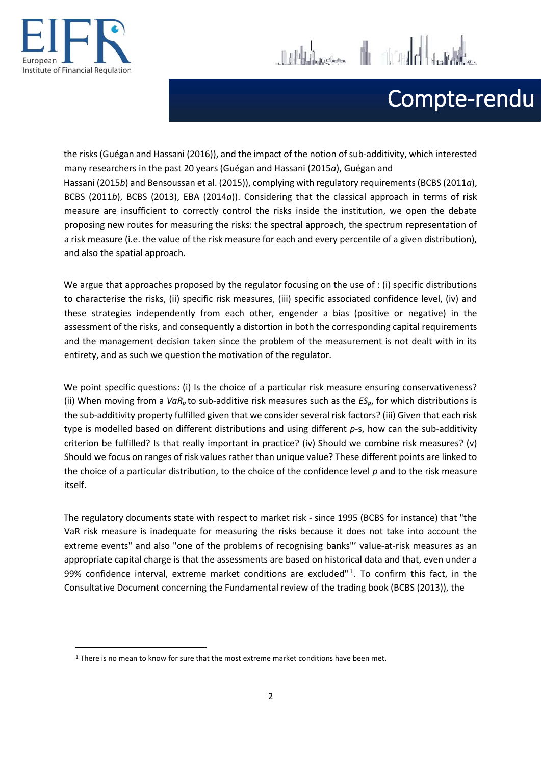the risks (Guégan and Hassani (2016)), and the impact of the notion of sub-additivity, which interested many researchers in the past 20 years (Guégan and Hassani (2015*a*), Guégan and Hassani (2015*b*) and Bensoussan et al. (2015)), complying with regulatory requirements (BCBS (2011*a*), BCBS (2011*b*), BCBS (2013), EBA (2014*a*)). Considering that the classical approach in terms of risk measure are insufficient to correctly control the risks inside the institution, we open the debate proposing new routes for measuring the risks: the spectral approach, the spectrum representation of a risk measure (i.e. the value of the risk measure for each and every percentile of a given distribution), and also the spatial approach.

We argue that approaches proposed by the regulator focusing on the use of : (i) specific distributions to characterise the risks, (ii) specific risk measures, (iii) specific associated confidence level, (iv) and these strategies independently from each other, engender a bias (positive or negative) in the assessment of the risks, and consequently a distortion in both the corresponding capital requirements and the management decision taken since the problem of the measurement is not dealt with in its entirety, and as such we question the motivation of the regulator.

We point specific questions: (i) Is the choice of a particular risk measure ensuring conservativeness? (ii) When moving from a $VaR_p$ to sub-additive risk measures such as the $ES_p$, for which distributions is the sub-additivity property fulfilled given that we consider several risk factors? (iii) Given that each risk type is modelled based on different distributions and using different $p$-s, how can the sub-additivity criterion be fulfilled? Is that really important in practice? (iv) Should we combine risk measures? (v) Should we focus on ranges of risk values rather than unique value? These different points are linked to the choice of a particular distribution, to the choice of the confidence level $p$ and to the risk measure itself.

The regulatory documents state with respect to market risk - since 1995 (BCBS for instance) that "the VaR risk measure is inadequate for measuring the risks because it does not take into account the extreme events" and also "one of the problems of recognising banks"' value-at-risk measures as an appropriate capital charge is that the assessments are based on historical data and that, even under a 99% confidence interval, extreme market conditions are excluded"[1]. To confirm this fact, in the Consultative Document concerning the Fundamental review of the trading book (BCBS (2013)), the

[1] There is no mean to know for sure that the most extreme market conditions have been met.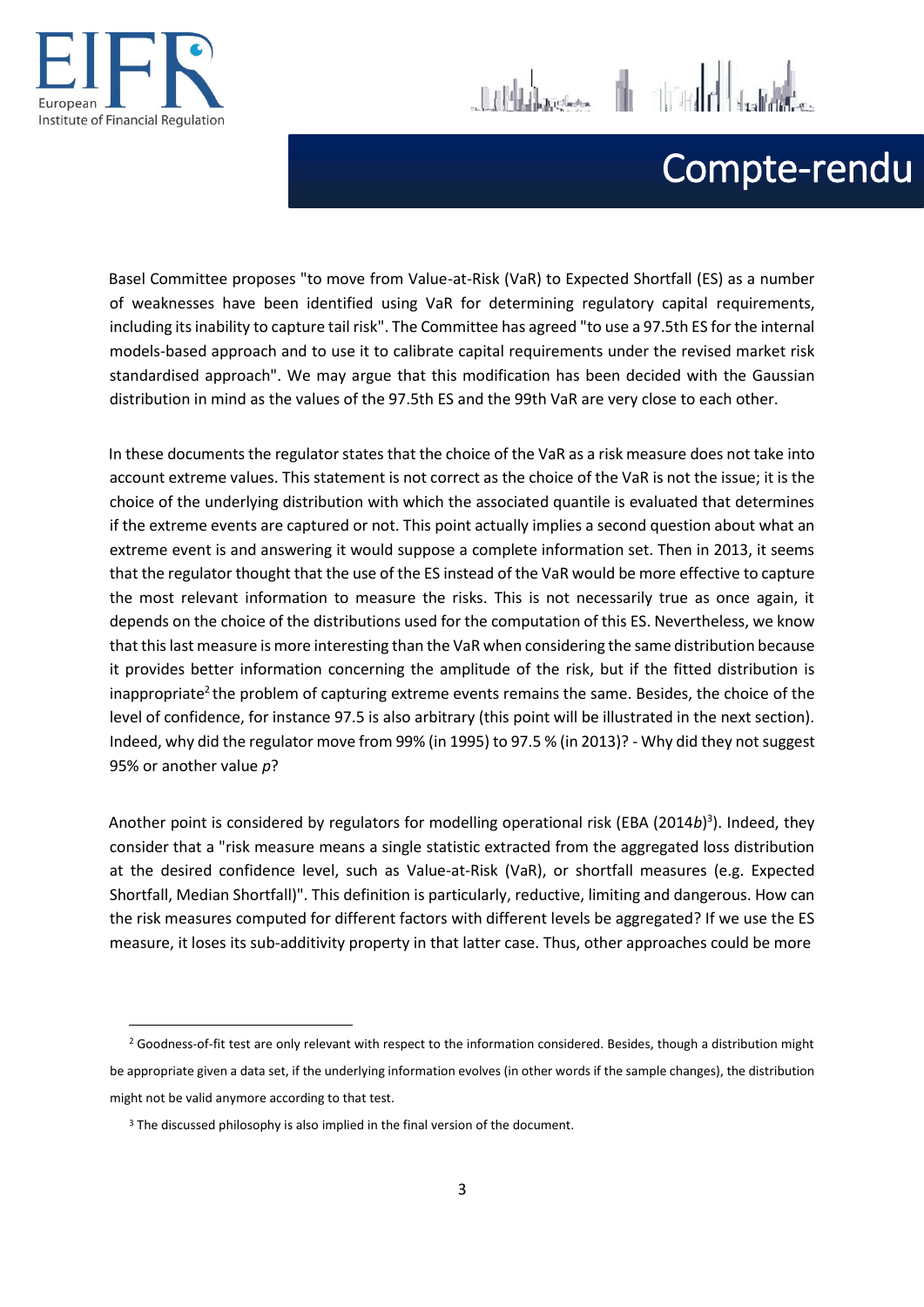Basel Committee proposes "to move from Value-at-Risk (VaR) to Expected Shortfall (ES) as a number of weaknesses have been identified using VaR for determining regulatory capital requirements, including its inability to capture tail risk". The Committee has agreed "to use a 97.5th ES for the internal models-based approach and to use it to calibrate capital requirements under the revised market risk standardised approach". We may argue that this modification has been decided with the Gaussian distribution in mind as the values of the 97.5th ES and the 99th VaR are very close to each other.

In these documents the regulator states that the choice of the VaR as a risk measure does not take into account extreme values. This statement is not correct as the choice of the VaR is not the issue; it is the choice of the underlying distribution with which the associated quantile is evaluated that determines if the extreme events are captured or not. This point actually implies a second question about what an extreme event is and answering it would suppose a complete information set. Then in 2013, it seems that the regulator thought that the use of the ES instead of the VaR would be more effective to capture the most relevant information to measure the risks. This is not necessarily true as once again, it depends on the choice of the distributions used for the computation of this ES. Nevertheless, we know that this last measure is more interesting than the VaR when considering the same distribution because it provides better information concerning the amplitude of the risk, but if the fitted distribution is inappropriate[2] the problem of capturing extreme events remains the same. Besides, the choice of the level of confidence, for instance 97.5 is also arbitrary (this point will be illustrated in the next section). Indeed, why did the regulator move from 99% (in 1995) to 97.5 % (in 2013)? - Why did they not suggest 95% or another value *p*?

Another point is considered by regulators for modelling operational risk (EBA (2014*b*)[3]). Indeed, they consider that a "risk measure means a single statistic extracted from the aggregated loss distribution at the desired confidence level, such as Value-at-Risk (VaR), or shortfall measures (e.g. Expected Shortfall, Median Shortfall)". This definition is particularly, reductive, limiting and dangerous. How can the risk measures computed for different factors with different levels be aggregated? If we use the ES measure, it loses its sub-additivity property in that latter case. Thus, other approaches could be more

---

[2] Goodness-of-fit test are only relevant with respect to the information considered. Besides, though a distribution might be appropriate given a data set, if the underlying information evolves (in other words if the sample changes), the distribution might not be valid anymore according to that test.

[3] The discussed philosophy is also implied in the final version of the document.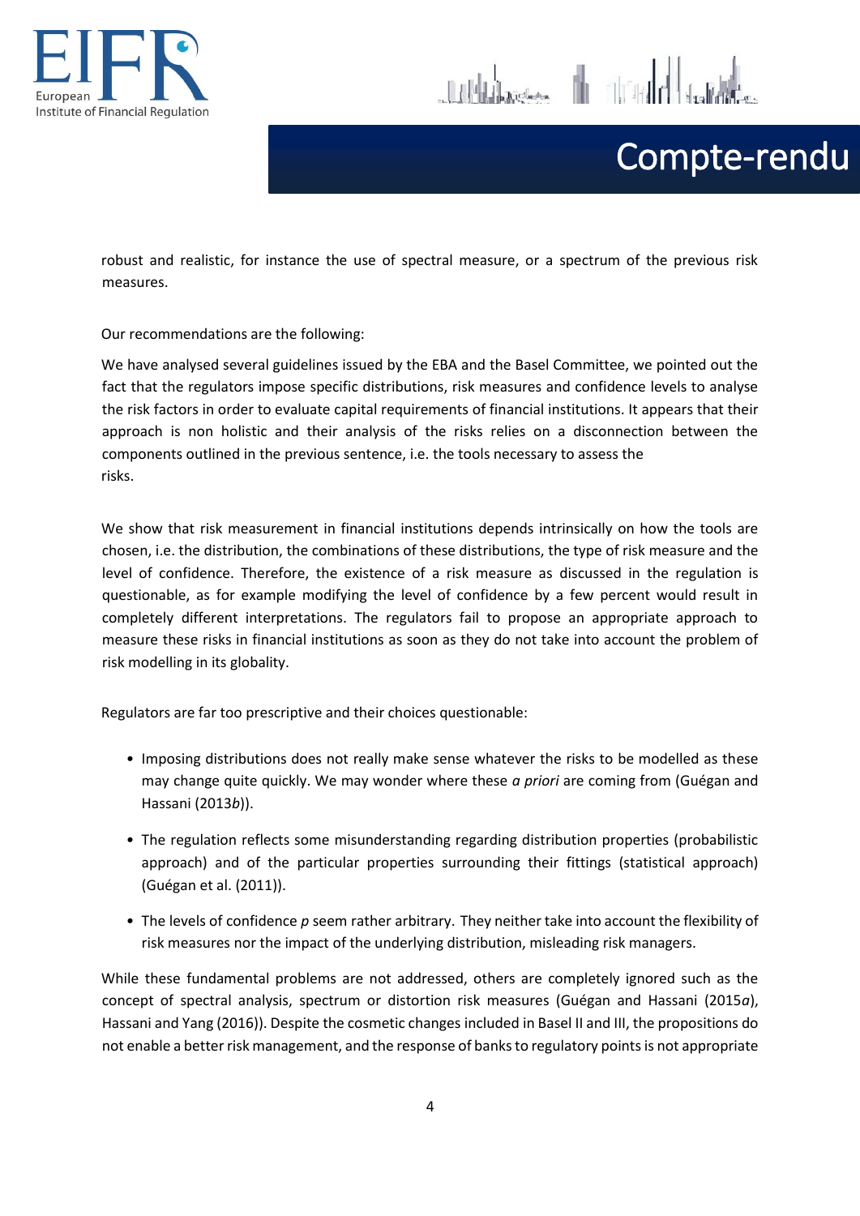robust and realistic, for instance the use of spectral measure, or a spectrum of the previous risk measures.

Our recommendations are the following:

We have analysed several guidelines issued by the EBA and the Basel Committee, we pointed out the fact that the regulators impose specific distributions, risk measures and confidence levels to analyse the risk factors in order to evaluate capital requirements of financial institutions. It appears that their approach is non holistic and their analysis of the risks relies on a disconnection between the components outlined in the previous sentence, i.e. the tools necessary to assess the risks.

We show that risk measurement in financial institutions depends intrinsically on how the tools are chosen, i.e. the distribution, the combinations of these distributions, the type of risk measure and the level of confidence. Therefore, the existence of a risk measure as discussed in the regulation is questionable, as for example modifying the level of confidence by a few percent would result in completely different interpretations. The regulators fail to propose an appropriate approach to measure these risks in financial institutions as soon as they do not take into account the problem of risk modelling in its globality.

Regulators are far too prescriptive and their choices questionable:

- Imposing distributions does not really make sense whatever the risks to be modelled as these may change quite quickly. We may wonder where these *a priori* are coming from (Guégan and Hassani (2013*b*)).
- The regulation reflects some misunderstanding regarding distribution properties (probabilistic approach) and of the particular properties surrounding their fittings (statistical approach) (Guégan et al. (2011)).
- The levels of confidence *p* seem rather arbitrary. They neither take into account the flexibility of risk measures nor the impact of the underlying distribution, misleading risk managers.

While these fundamental problems are not addressed, others are completely ignored such as the concept of spectral analysis, spectrum or distortion risk measures (Guégan and Hassani (2015*a*), Hassani and Yang (2016)). Despite the cosmetic changes included in Basel II and III, the propositions do not enable a better risk management, and the response of banks to regulatory points is not appropriate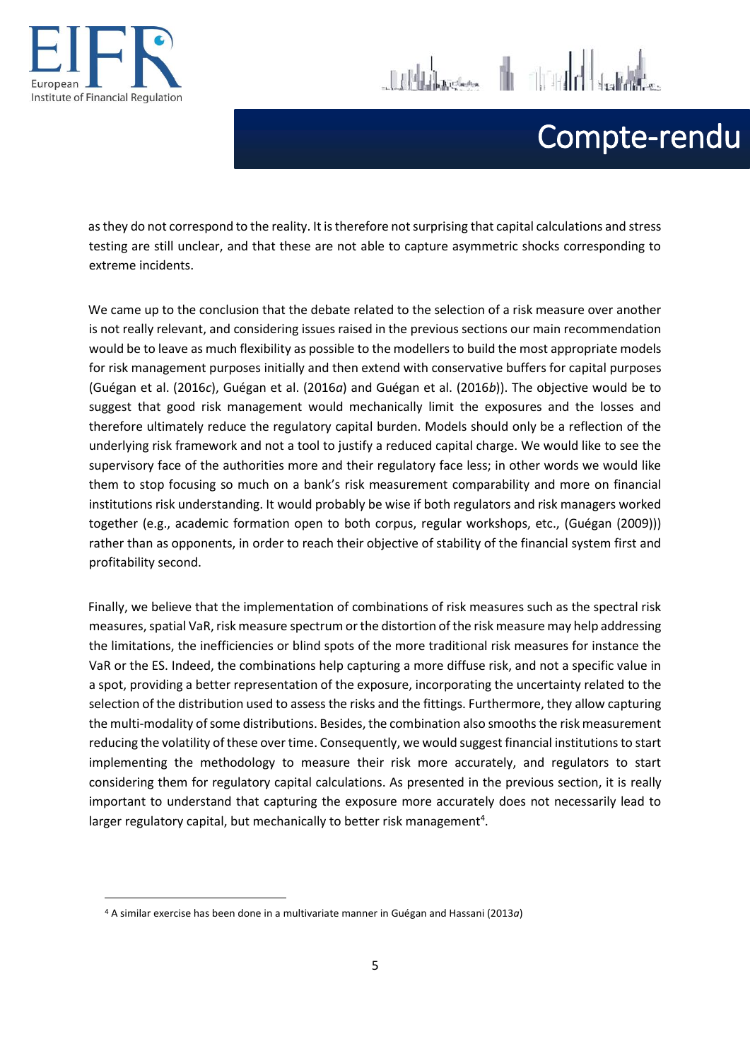as they do not correspond to the reality. It is therefore not surprising that capital calculations and stress testing are still unclear, and that these are not able to capture asymmetric shocks corresponding to extreme incidents.

We came up to the conclusion that the debate related to the selection of a risk measure over another is not really relevant, and considering issues raised in the previous sections our main recommendation would be to leave as much flexibility as possible to the modellers to build the most appropriate models for risk management purposes initially and then extend with conservative buffers for capital purposes (Guégan et al. (2016*c*), Guégan et al. (2016*a*) and Guégan et al. (2016*b*)). The objective would be to suggest that good risk management would mechanically limit the exposures and the losses and therefore ultimately reduce the regulatory capital burden. Models should only be a reflection of the underlying risk framework and not a tool to justify a reduced capital charge. We would like to see the supervisory face of the authorities more and their regulatory face less; in other words we would like them to stop focusing so much on a bank's risk measurement comparability and more on financial institutions risk understanding. It would probably be wise if both regulators and risk managers worked together (e.g., academic formation open to both corpus, regular workshops, etc., (Guégan (2009))) rather than as opponents, in order to reach their objective of stability of the financial system first and profitability second.

Finally, we believe that the implementation of combinations of risk measures such as the spectral risk measures, spatial VaR, risk measure spectrum or the distortion of the risk measure may help addressing the limitations, the inefficiencies or blind spots of the more traditional risk measures for instance the VaR or the ES. Indeed, the combinations help capturing a more diffuse risk, and not a specific value in a spot, providing a better representation of the exposure, incorporating the uncertainty related to the selection of the distribution used to assess the risks and the fittings. Furthermore, they allow capturing the multi-modality of some distributions. Besides, the combination also smooths the risk measurement reducing the volatility of these over time. Consequently, we would suggest financial institutions to start implementing the methodology to measure their risk more accurately, and regulators to start considering them for regulatory capital calculations. As presented in the previous section, it is really important to understand that capturing the exposure more accurately does not necessarily lead to larger regulatory capital, but mechanically to better risk management[4].

[4] A similar exercise has been done in a multivariate manner in Guégan and Hassani (2013*a*)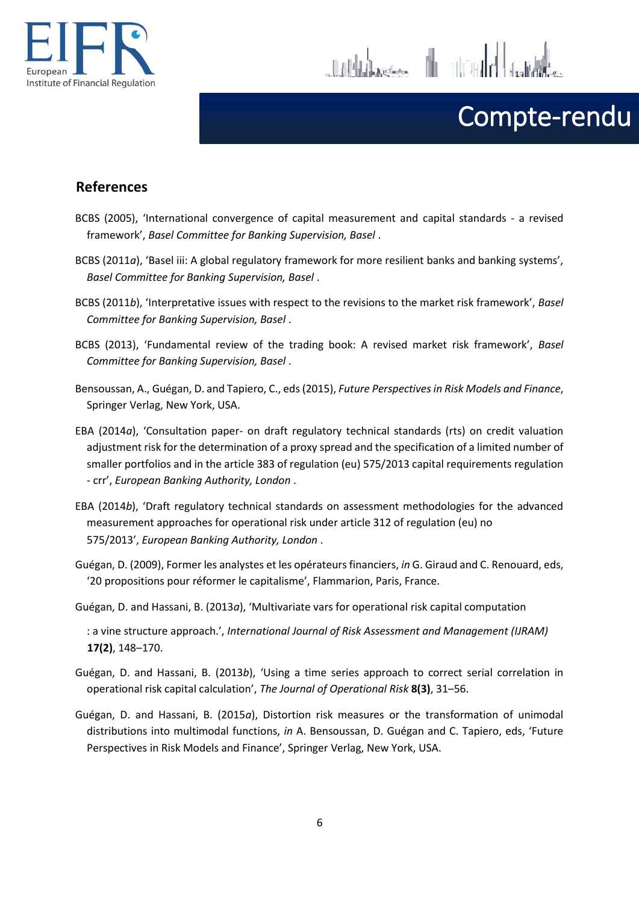## References

BCBS (2005), 'International convergence of capital measurement and capital standards - a revised framework', *Basel Committee for Banking Supervision, Basel* .

BCBS (2011*a*), 'Basel iii: A global regulatory framework for more resilient banks and banking systems', *Basel Committee for Banking Supervision, Basel* .

BCBS (2011*b*), 'Interpretative issues with respect to the revisions to the market risk framework', *Basel Committee for Banking Supervision, Basel* .

BCBS (2013), 'Fundamental review of the trading book: A revised market risk framework', *Basel Committee for Banking Supervision, Basel* .

Bensoussan, A., Guégan, D. and Tapiero, C., eds (2015), *Future Perspectives in Risk Models and Finance*, Springer Verlag, New York, USA.

EBA (2014*a*), 'Consultation paper- on draft regulatory technical standards (rts) on credit valuation adjustment risk for the determination of a proxy spread and the specification of a limited number of smaller portfolios and in the article 383 of regulation (eu) 575/2013 capital requirements regulation - crr', *European Banking Authority, London* .

EBA (2014*b*), 'Draft regulatory technical standards on assessment methodologies for the advanced measurement approaches for operational risk under article 312 of regulation (eu) no 575/2013', *European Banking Authority, London* .

Guégan, D. (2009), Former les analystes et les opérateurs financiers, *in* G. Giraud and C. Renouard, eds, '20 propositions pour réformer le capitalisme', Flammarion, Paris, France.

Guégan, D. and Hassani, B. (2013*a*), 'Multivariate vars for operational risk capital computation : a vine structure approach.', *International Journal of Risk Assessment and Management (IJRAM)* **17(2)**, 148–170.

Guégan, D. and Hassani, B. (2013*b*), 'Using a time series approach to correct serial correlation in operational risk capital calculation', *The Journal of Operational Risk* **8(3)**, 31–56.

Guégan, D. and Hassani, B. (2015*a*), Distortion risk measures or the transformation of unimodal distributions into multimodal functions, *in* A. Bensoussan, D. Guégan and C. Tapiero, eds, 'Future Perspectives in Risk Models and Finance', Springer Verlag, New York, USA.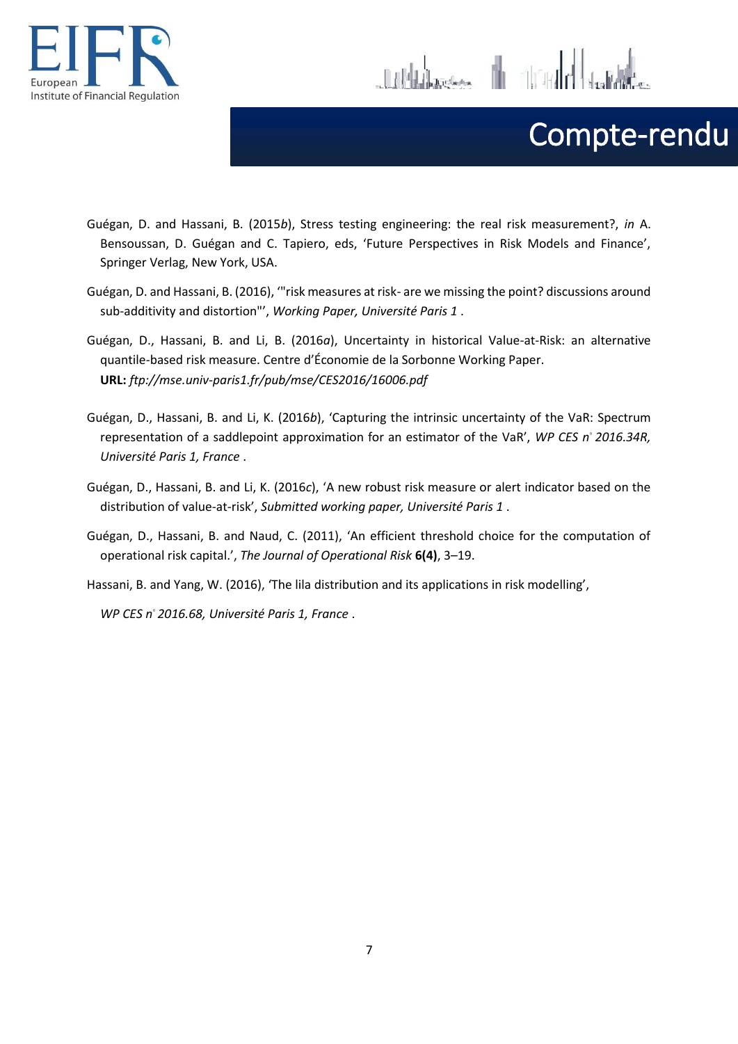Guégan, D. and Hassani, B. (2015*b*), Stress testing engineering: the real risk measurement?, *in* A. Bensoussan, D. Guégan and C. Tapiero, eds, 'Future Perspectives in Risk Models and Finance', Springer Verlag, New York, USA.

Guégan, D. and Hassani, B. (2016), '"risk measures at risk- are we missing the point? discussions around sub-additivity and distortion"', *Working Paper, Université Paris 1* .

Guégan, D., Hassani, B. and Li, B. (2016*a*), Uncertainty in historical Value-at-Risk: an alternative quantile-based risk measure. Centre d'Économie de la Sorbonne Working Paper. **URL:** *ftp://mse.univ-paris1.fr/pub/mse/CES2016/16006.pdf*

Guégan, D., Hassani, B. and Li, K. (2016*b*), 'Capturing the intrinsic uncertainty of the VaR: Spectrum representation of a saddlepoint approximation for an estimator of the VaR', *WP CES n° 2016.34R, Université Paris 1, France* .

Guégan, D., Hassani, B. and Li, K. (2016*c*), 'A new robust risk measure or alert indicator based on the distribution of value-at-risk', *Submitted working paper, Université Paris 1* .

Guégan, D., Hassani, B. and Naud, C. (2011), 'An efficient threshold choice for the computation of operational risk capital.', *The Journal of Operational Risk* **6(4)**, 3–19.

Hassani, B. and Yang, W. (2016), 'The lila distribution and its applications in risk modelling', *WP CES n° 2016.68, Université Paris 1, France* .